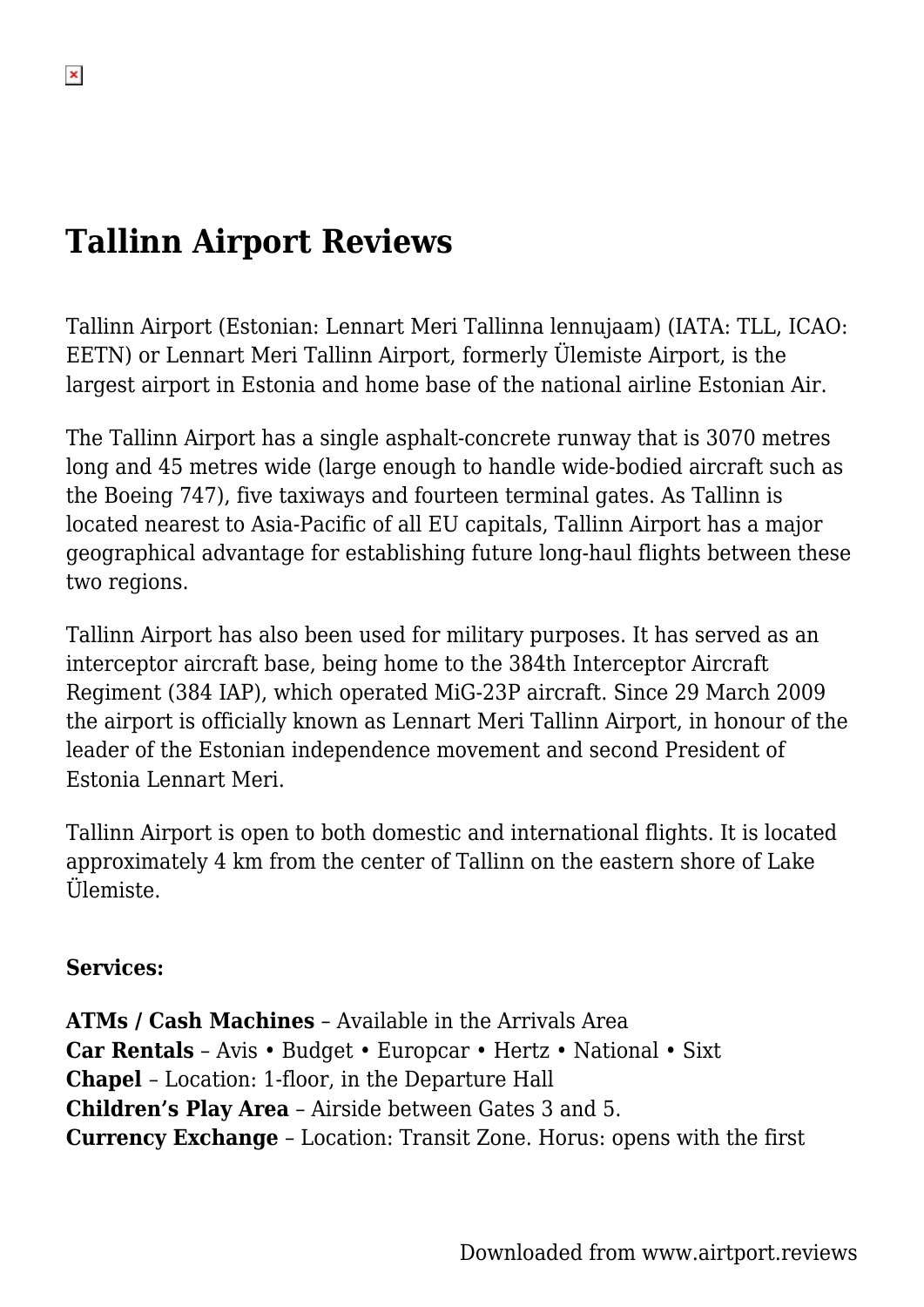# Tallinn Airport Reviews

Tallinn Airport (Estonian: Lennart Meri Tallinna lennujaam) (IATA: TLL, ICAO: EETN) or Lennart Meri Tallinn Airport, formerly Ülemiste Airport, is the largest airport in Estonia and home base of the national airline Estonian Air.

The Tallinn Airport has a single asphalt-concrete runway that is 3070 metres long and 45 metres wide (large enough to handle wide-bodied aircraft such as the Boeing 747), five taxiways and fourteen terminal gates. As Tallinn is located nearest to Asia-Pacific of all EU capitals, Tallinn Airport has a major geographical advantage for establishing future long-haul flights between these two regions.

Tallinn Airport has also been used for military purposes. It has served as an interceptor aircraft base, being home to the 384th Interceptor Aircraft Regiment (384 IAP), which operated MiG-23P aircraft. Since 29 March 2009 the airport is officially known as Lennart Meri Tallinn Airport, in honour of the leader of the Estonian independence movement and second President of Estonia Lennart Meri.

Tallinn Airport is open to both domestic and international flights. It is located approximately 4 km from the center of Tallinn on the eastern shore of Lake Ülemiste.

**Services:**

**ATMs / Cash Machines** – Available in the Arrivals Area
**Car Rentals** – Avis • Budget • Europcar • Hertz • National • Sixt
**Chapel** – Location: 1-floor, in the Departure Hall
**Children's Play Area** – Airside between Gates 3 and 5.
**Currency Exchange** – Location: Transit Zone. Horus: opens with the first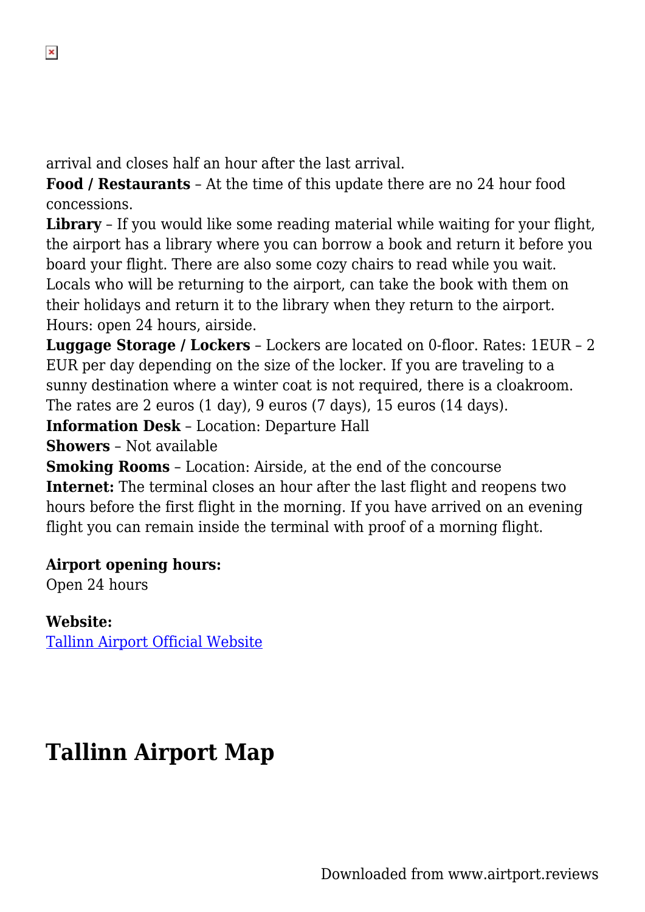arrival and closes half an hour after the last arrival.

**Food / Restaurants** – At the time of this update there are no 24 hour food concessions.

**Library** – If you would like some reading material while waiting for your flight, the airport has a library where you can borrow a book and return it before you board your flight. There are also some cozy chairs to read while you wait. Locals who will be returning to the airport, can take the book with them on their holidays and return it to the library when they return to the airport. Hours: open 24 hours, airside.

**Luggage Storage / Lockers** – Lockers are located on 0-floor. Rates: 1EUR – 2 EUR per day depending on the size of the locker. If you are traveling to a sunny destination where a winter coat is not required, there is a cloakroom. The rates are 2 euros (1 day), 9 euros (7 days), 15 euros (14 days).

**Information Desk** – Location: Departure Hall

**Showers** – Not available

**Smoking Rooms** – Location: Airside, at the end of the concourse

**Internet:** The terminal closes an hour after the last flight and reopens two hours before the first flight in the morning. If you have arrived on an evening flight you can remain inside the terminal with proof of a morning flight.

**Airport opening hours:**
Open 24 hours

**Website:**
Tallinn Airport Official Website

## Tallinn Airport Map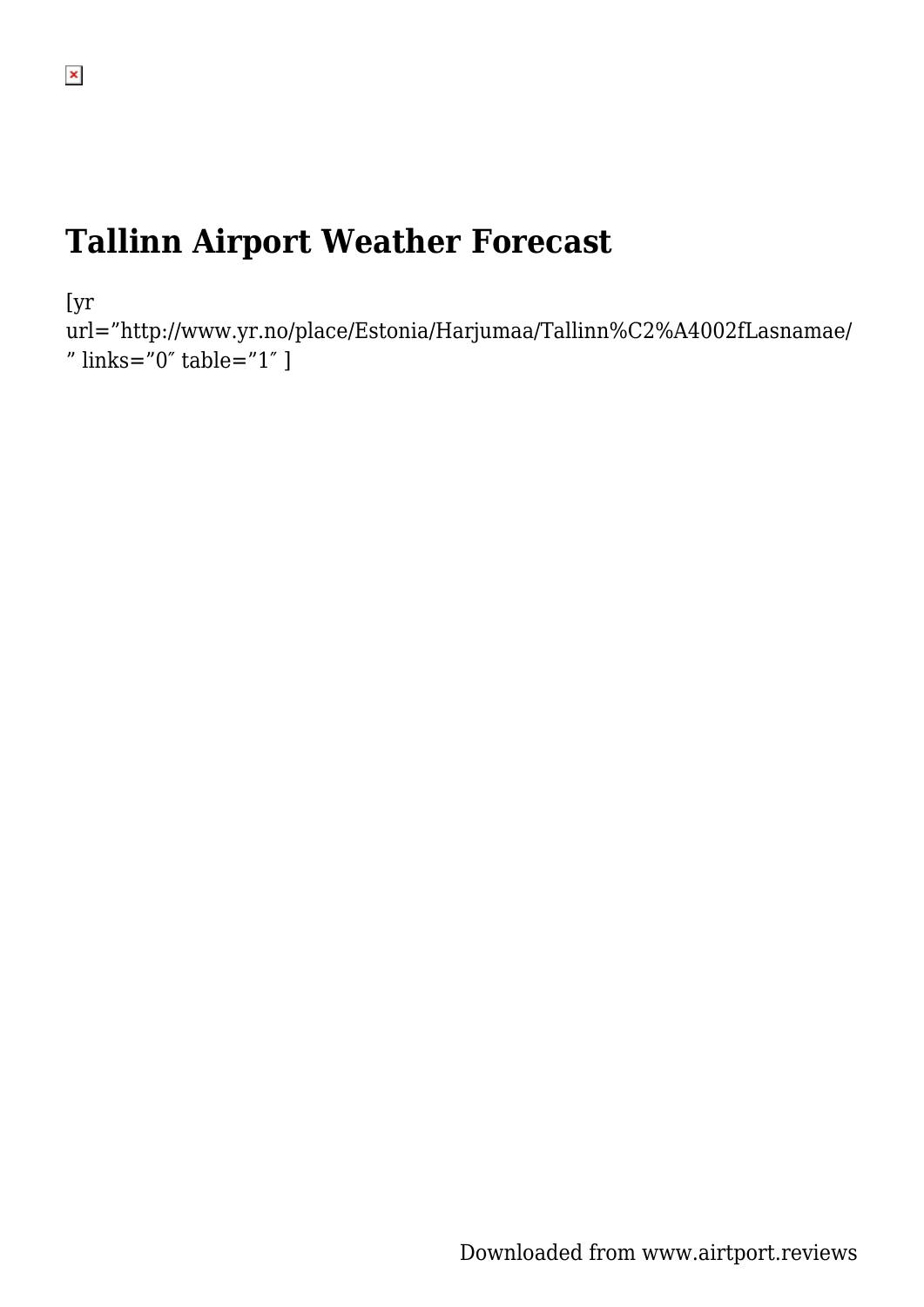# Tallinn Airport Weather Forecast

[yr url="http://www.yr.no/place/Estonia/Harjumaa/Tallinn%C2%A4002fLasnamae/" links="0″ table="1″ ]